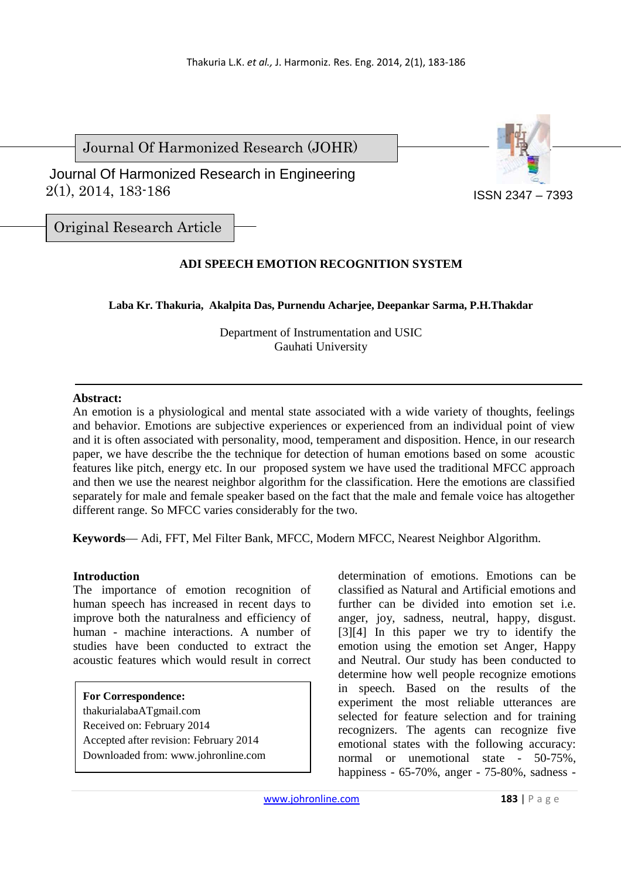Journal Of Harmonized Research (JOHR)

Journal Of Harmonized Research in Engineering
2(1), 2014, 183-186

ISSN 2347 – 7393

Original Research Article

# ADI SPEECH EMOTION RECOGNITION SYSTEM

**Laba Kr. Thakuria, Akalpita Das, Purnendu Acharjee, Deepankar Sarma, P.H.Thakdar**

Department of Instrumentation and USIC
Gauhati University

**Abstract:**
An emotion is a physiological and mental state associated with a wide variety of thoughts, feelings and behavior. Emotions are subjective experiences or experienced from an individual point of view and it is often associated with personality, mood, temperament and disposition. Hence, in our research paper, we have describe the the technique for detection of human emotions based on some acoustic features like pitch, energy etc. In our proposed system we have used the traditional MFCC approach and then we use the nearest neighbor algorithm for the classification. Here the emotions are classified separately for male and female speaker based on the fact that the male and female voice has altogether different range. So MFCC varies considerably for the two.

**Keywords**— Adi, FFT, Mel Filter Bank, MFCC, Modern MFCC, Nearest Neighbor Algorithm.

## Introduction

The importance of emotion recognition of human speech has increased in recent days to improve both the naturalness and efficiency of human - machine interactions. A number of studies have been conducted to extract the acoustic features which would result in correct determination of emotions. Emotions can be classified as Natural and Artificial emotions and further can be divided into emotion set i.e. anger, joy, sadness, neutral, happy, disgust. [3][4] In this paper we try to identify the emotion using the emotion set Anger, Happy and Neutral. Our study has been conducted to determine how well people recognize emotions in speech. Based on the results of the experiment the most reliable utterances are selected for feature selection and for training recognizers. The agents can recognize five emotional states with the following accuracy: normal or unemotional state - 50-75%, happiness - 65-70%, anger - 75-80%, sadness -

**For Correspondence:**
thakurialabaATgmail.com
Received on: February 2014
Accepted after revision: February 2014
Downloaded from: www.johronline.com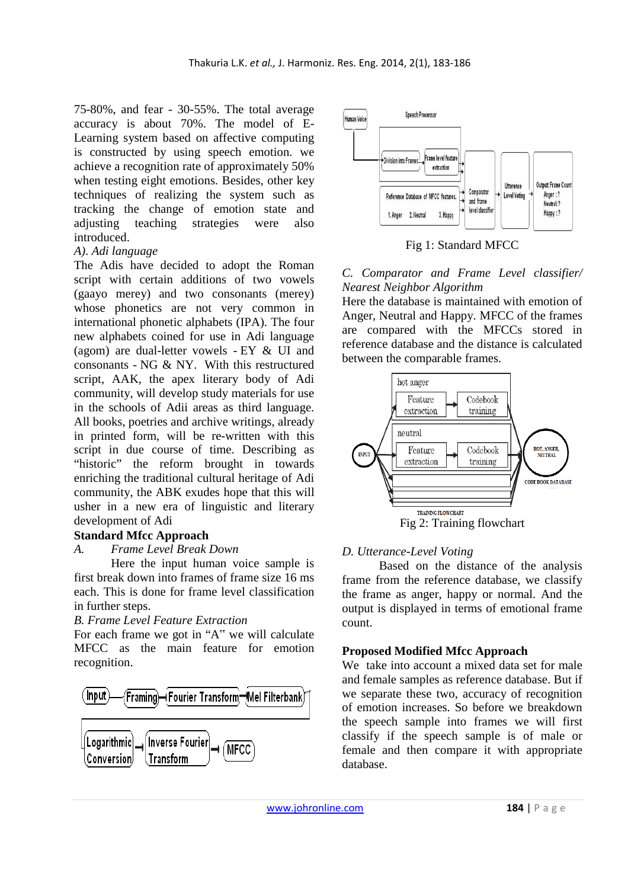75-80%, and fear - 30-55%. The total average accuracy is about 70%. The model of E-Learning system based on affective computing is constructed by using speech emotion. we achieve a recognition rate of approximately 50% when testing eight emotions. Besides, other key techniques of realizing the system such as tracking the change of emotion state and adjusting teaching strategies were also introduced.

*A). Adi language*

The Adis have decided to adopt the Roman script with certain additions of two vowels (gaayo merey) and two consonants (merey) whose phonetics are not very common in international phonetic alphabets (IPA). The four new alphabets coined for use in Adi language (agom) are dual-letter vowels - EY & UI and consonants - NG & NY. With this restructured script, AAK, the apex literary body of Adi community, will develop study materials for use in the schools of Adii areas as third language. All books, poetries and archive writings, already in printed form, will be re-written with this script in due course of time. Describing as "historic" the reform brought in towards enriching the traditional cultural heritage of Adi community, the ABK exudes hope that this will usher in a new era of linguistic and literary development of Adi

## Standard Mfcc Approach

*A. Frame Level Break Down*

Here the input human voice sample is first break down into frames of frame size 16 ms each. This is done for frame level classification in further steps.

*B. Frame Level Feature Extraction*

For each frame we got in "A" we will calculate MFCC as the main feature for emotion recognition.

Input → Framing → Fourier Transform → Mel Filterbank → Logarithmic Conversion → Inverse Fourier Transform → MFCC

Fig 1: Standard MFCC

*C. Comparator and Frame Level classifier/ Nearest Neighbor Algorithm*

Here the database is maintained with emotion of Anger, Neutral and Happy. MFCC of the frames are compared with the MFCCs stored in reference database and the distance is calculated between the comparable frames.

Fig 2: Training flowchart

*D. Utterance-Level Voting*

Based on the distance of the analysis frame from the reference database, we classify the frame as anger, happy or normal. And the output is displayed in terms of emotional frame count.

## Proposed Modified Mfcc Approach

We take into account a mixed data set for male and female samples as reference database. But if we separate these two, accuracy of recognition of emotion increases. So before we breakdown the speech sample into frames we will first classify if the speech sample is of male or female and then compare it with appropriate database.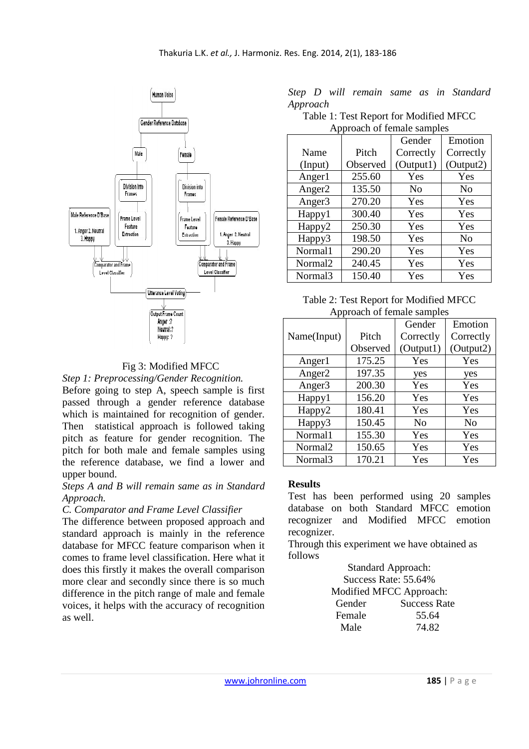Fig 3: Modified MFCC

*Step 1: Preprocessing/Gender Recognition.*

Before going to step A, speech sample is first passed through a gender reference database which is maintained for recognition of gender. Then statistical approach is followed taking pitch as feature for gender recognition. The pitch for both male and female samples using the reference database, we find a lower and upper bound.

*Steps A and B will remain same as in Standard Approach.*

*C. Comparator and Frame Level Classifier*

The difference between proposed approach and standard approach is mainly in the reference database for MFCC feature comparison when it comes to frame level classification. Here what it does this firstly it makes the overall comparison more clear and secondly since there is so much difference in the pitch range of male and female voices, it helps with the accuracy of recognition as well.

*Step D will remain same as in Standard Approach*

Table 1: Test Report for Modified MFCC Approach of female samples

| Name (Input) | Pitch Observed | Gender Correctly (Output1) | Emotion Correctly (Output2) |
|---|---|---|---|
| Anger1 | 255.60 | Yes | Yes |
| Anger2 | 135.50 | No | No |
| Anger3 | 270.20 | Yes | Yes |
| Happy1 | 300.40 | Yes | Yes |
| Happy2 | 250.30 | Yes | Yes |
| Happy3 | 198.50 | Yes | No |
| Normal1 | 290.20 | Yes | Yes |
| Normal2 | 240.45 | Yes | Yes |
| Normal3 | 150.40 | Yes | Yes |

Table 2: Test Report for Modified MFCC Approach of female samples

| Name(Input) | Pitch Observed | Gender Correctly (Output1) | Emotion Correctly (Output2) |
|---|---|---|---|
| Anger1 | 175.25 | Yes | Yes |
| Anger2 | 197.35 | yes | yes |
| Anger3 | 200.30 | Yes | Yes |
| Happy1 | 156.20 | Yes | Yes |
| Happy2 | 180.41 | Yes | Yes |
| Happy3 | 150.45 | No | No |
| Normal1 | 155.30 | Yes | Yes |
| Normal2 | 150.65 | Yes | Yes |
| Normal3 | 170.21 | Yes | Yes |

**Results**

Test has been performed using 20 samples database on both Standard MFCC emotion recognizer and Modified MFCC emotion recognizer.

Through this experiment we have obtained as follows

Standard Approach:

Success Rate: 55.64%

Modified MFCC Approach:

| Gender | Success Rate |
|---|---|
| Female | 55.64 |
| Male | 74.82 |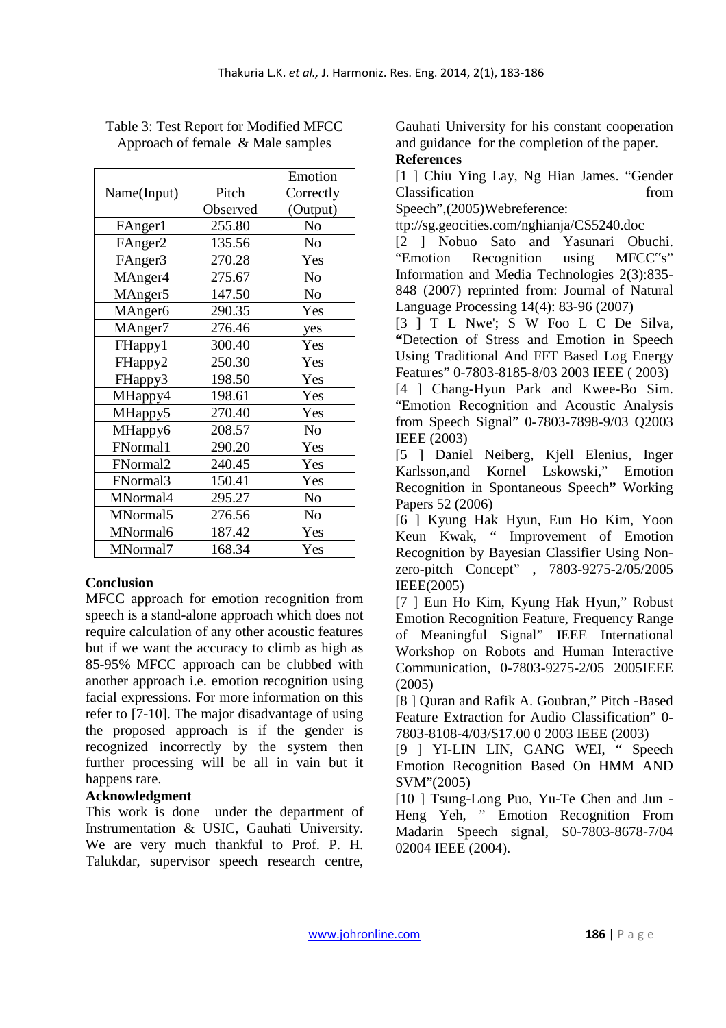Table 3: Test Report for Modified MFCC Approach of female & Male samples

| Name(Input) | Pitch Observed | Emotion Correctly (Output) |
|---|---|---|
| FAnger1 | 255.80 | No |
| FAnger2 | 135.56 | No |
| FAnger3 | 270.28 | Yes |
| MAnger4 | 275.67 | No |
| MAnger5 | 147.50 | No |
| MAnger6 | 290.35 | Yes |
| MAnger7 | 276.46 | yes |
| FHappy1 | 300.40 | Yes |
| FHappy2 | 250.30 | Yes |
| FHappy3 | 198.50 | Yes |
| MHappy4 | 198.61 | Yes |
| MHappy5 | 270.40 | Yes |
| MHappy6 | 208.57 | No |
| FNormal1 | 290.20 | Yes |
| FNormal2 | 240.45 | Yes |
| FNormal3 | 150.41 | Yes |
| MNormal4 | 295.27 | No |
| MNormal5 | 276.56 | No |
| MNormal6 | 187.42 | Yes |
| MNormal7 | 168.34 | Yes |

## Conclusion

MFCC approach for emotion recognition from speech is a stand-alone approach which does not require calculation of any other acoustic features but if we want the accuracy to climb as high as 85-95% MFCC approach can be clubbed with another approach i.e. emotion recognition using facial expressions. For more information on this refer to [7-10]. The major disadvantage of using the proposed approach is if the gender is recognized incorrectly by the system then further processing will be all in vain but it happens rare.

## Acknowledgment

This work is done under the department of Instrumentation & USIC, Gauhati University. We are very much thankful to Prof. P. H. Talukdar, supervisor speech research centre, Gauhati University for his constant cooperation and guidance for the completion of the paper.

## References

[1 ] Chiu Ying Lay, Ng Hian James. "Gender Classification from Speech",(2005)Webreference: ttp://sg.geocities.com/nghianja/CS5240.doc

[2 ] Nobuo Sato and Yasunari Obuchi. "Emotion Recognition using MFCC"s" Information and Media Technologies 2(3):835-848 (2007) reprinted from: Journal of Natural Language Processing 14(4): 83-96 (2007)

[3 ] T L Nwe'; S W Foo L C De Silva, **"**Detection of Stress and Emotion in Speech Using Traditional And FFT Based Log Energy Features" 0-7803-8185-8/03 2003 IEEE ( 2003)

[4 ] Chang-Hyun Park and Kwee-Bo Sim. "Emotion Recognition and Acoustic Analysis from Speech Signal" 0-7803-7898-9/03 Q2003 IEEE (2003)

[5 ] Daniel Neiberg, Kjell Elenius, Inger Karlsson,and Kornel Lskowski," Emotion Recognition in Spontaneous Speech**"** Working Papers 52 (2006)

[6 ] Kyung Hak Hyun, Eun Ho Kim, Yoon Keun Kwak, " Improvement of Emotion Recognition by Bayesian Classifier Using Non-zero-pitch Concept" , 7803-9275-2/05/2005 IEEE(2005)

[7 ] Eun Ho Kim, Kyung Hak Hyun," Robust Emotion Recognition Feature, Frequency Range of Meaningful Signal" IEEE International Workshop on Robots and Human Interactive Communication, 0-7803-9275-2/05 2005IEEE (2005)

[8 ] Quran and Rafik A. Goubran," Pitch -Based Feature Extraction for Audio Classification" 0-7803-8108-4/03/$17.00 0 2003 IEEE (2003)

[9 ] YI-LIN LIN, GANG WEI, " Speech Emotion Recognition Based On HMM AND SVM"(2005)

[10 ] Tsung-Long Puo, Yu-Te Chen and Jun -Heng Yeh, " Emotion Recognition From Madarin Speech signal, S0-7803-8678-7/04 02004 IEEE (2004).